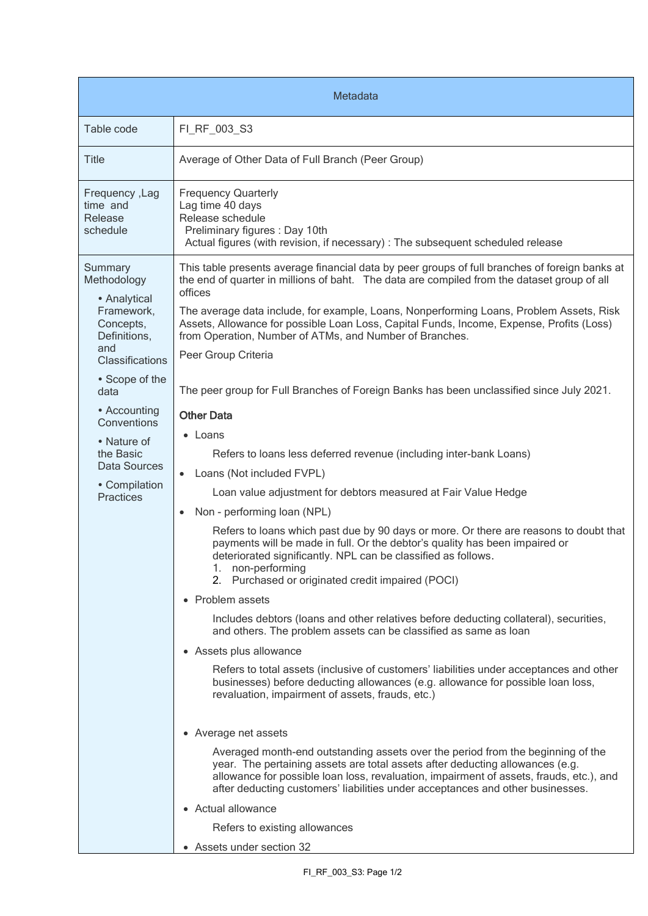| Metadata | |
|---|---|
| Table code | FI_RF_003_S3 |
| Title | Average of Other Data of Full Branch (Peer Group) |
| Frequency ,Lag time and Release schedule | Frequency Quarterly<br>Lag time 40 days<br>Release schedule<br>Preliminary figures : Day 10th<br>Actual figures (with revision, if necessary) : The subsequent scheduled release |
| Summary Methodology<br>• Analytical Framework, Concepts, Definitions, and Classifications<br>• Scope of the data<br>• Accounting Conventions<br>• Nature of the Basic Data Sources<br>• Compilation Practices | This table presents average financial data by peer groups of full branches of foreign banks at the end of quarter in millions of baht. The data are compiled from the dataset group of all offices<br><br>The average data include, for example, Loans, Nonperforming Loans, Problem Assets, Risk Assets, Allowance for possible Loan Loss, Capital Funds, Income, Expense, Profits (Loss) from Operation, Number of ATMs, and Number of Branches.<br><br>Peer Group Criteria<br><br>The peer group for Full Branches of Foreign Banks has been unclassified since July 2021.<br><br>**Other Data**<br><br>• Loans<br>Refers to loans less deferred revenue (including inter-bank Loans)<br><br>• Loans (Not included FVPL)<br>Loan value adjustment for debtors measured at Fair Value Hedge<br><br>• Non - performing loan (NPL)<br>Refers to loans which past due by 90 days or more. Or there are reasons to doubt that payments will be made in full. Or the debtor's quality has been impaired or deteriorated significantly. NPL can be classified as follows.<br>1. non-performing<br>2. Purchased or originated credit impaired (POCI)<br><br>• Problem assets<br>Includes debtors (loans and other relatives before deducting collateral), securities, and others. The problem assets can be classified as same as loan<br><br>• Assets plus allowance<br>Refers to total assets (inclusive of customers' liabilities under acceptances and other businesses) before deducting allowances (e.g. allowance for possible loan loss, revaluation, impairment of assets, frauds, etc.)<br><br>• Average net assets<br>Averaged month-end outstanding assets over the period from the beginning of the year. The pertaining assets are total assets after deducting allowances (e.g. allowance for possible loan loss, revaluation, impairment of assets, frauds, etc.), and after deducting customers' liabilities under acceptances and other businesses.<br><br>• Actual allowance<br>Refers to existing allowances<br><br>• Assets under section 32 |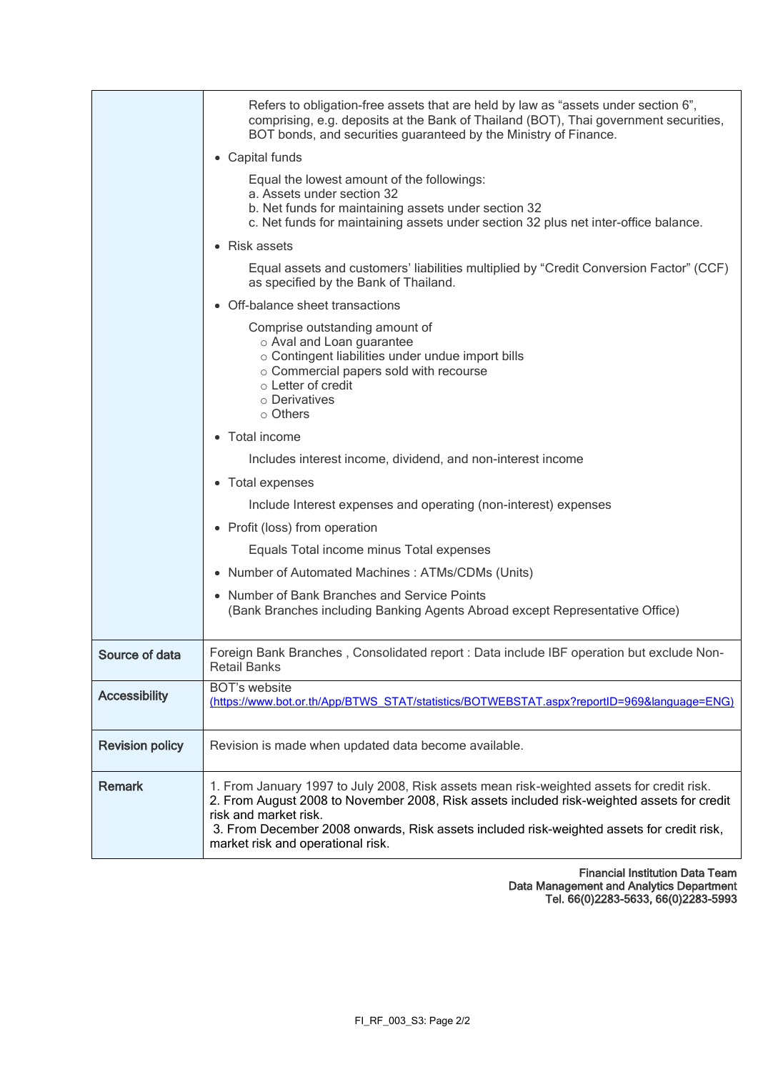| | |
|---|---|
| | Refers to obligation-free assets that are held by law as "assets under section 6", comprising, e.g. deposits at the Bank of Thailand (BOT), Thai government securities, BOT bonds, and securities guaranteed by the Ministry of Finance.<br><br>• Capital funds<br><br>Equal the lowest amount of the followings:<br>a. Assets under section 32<br>b. Net funds for maintaining assets under section 32<br>c. Net funds for maintaining assets under section 32 plus net inter-office balance.<br><br>• Risk assets<br><br>Equal assets and customers' liabilities multiplied by "Credit Conversion Factor" (CCF) as specified by the Bank of Thailand.<br><br>• Off-balance sheet transactions<br><br>Comprise outstanding amount of<br>○ Aval and Loan guarantee<br>○ Contingent liabilities under undue import bills<br>○ Commercial papers sold with recourse<br>○ Letter of credit<br>○ Derivatives<br>○ Others<br><br>• Total income<br><br>Includes interest income, dividend, and non-interest income<br><br>• Total expenses<br><br>Include Interest expenses and operating (non-interest) expenses<br><br>• Profit (loss) from operation<br><br>Equals Total income minus Total expenses<br><br>• Number of Automated Machines : ATMs/CDMs (Units)<br><br>• Number of Bank Branches and Service Points<br>(Bank Branches including Banking Agents Abroad except Representative Office) |
| **Source of data** | Foreign Bank Branches , Consolidated report : Data include IBF operation but exclude Non-Retail Banks |
| **Accessibility** | BOT's website<br>(https://www.bot.or.th/App/BTWS_STAT/statistics/BOTWEBSTAT.aspx?reportID=969&language=ENG) |
| **Revision policy** | Revision is made when updated data become available. |
| **Remark** | 1. From January 1997 to July 2008, Risk assets mean risk-weighted assets for credit risk.<br>2. From August 2008 to November 2008, Risk assets included risk-weighted assets for credit risk and market risk.<br>3. From December 2008 onwards, Risk assets included risk-weighted assets for credit risk, market risk and operational risk. |

**Financial Institution Data Team**
**Data Management and Analytics Department**
**Tel. 66(0)2283-5633, 66(0)2283-5993**